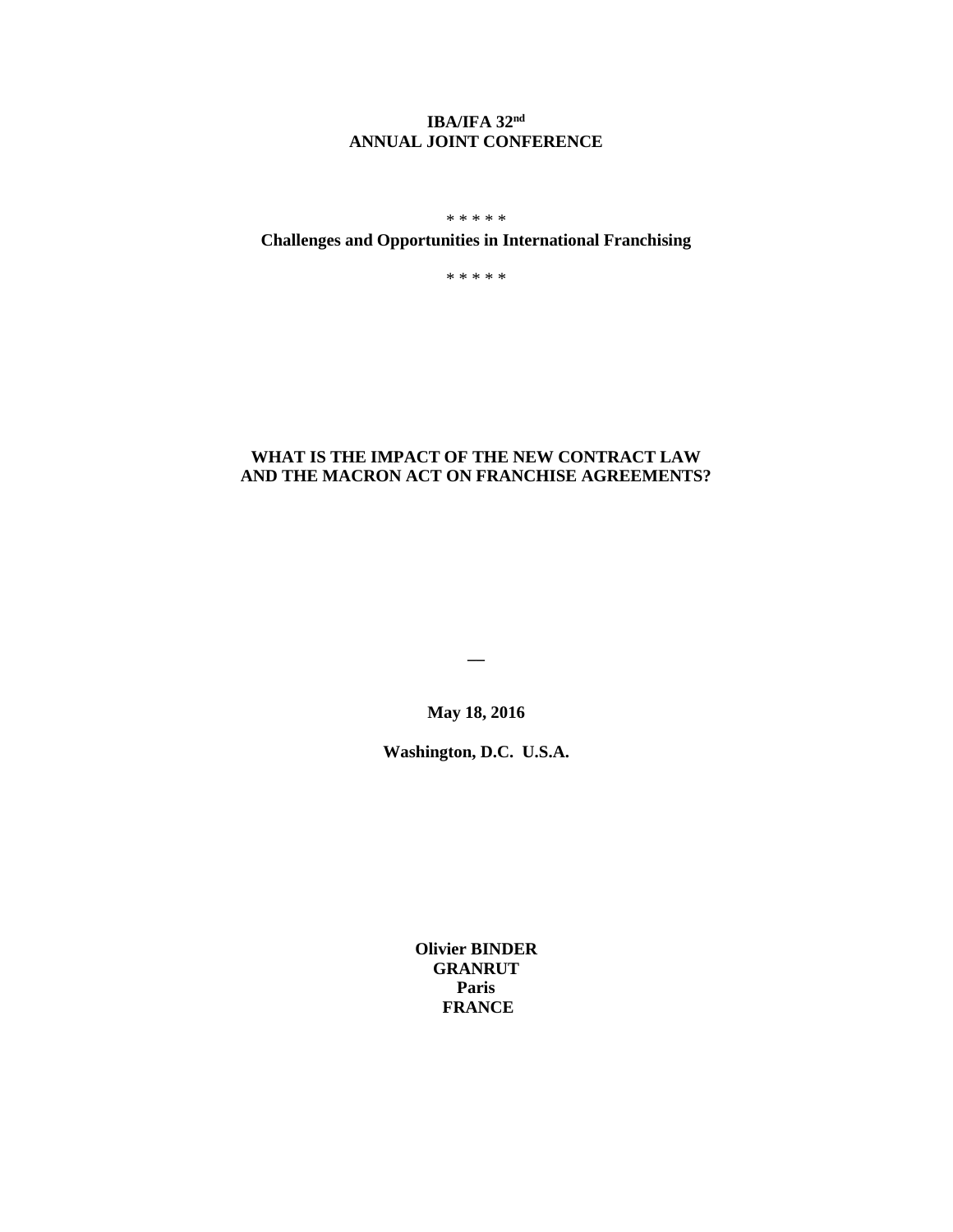**IBA/IFA 32nd**
**ANNUAL JOINT CONFERENCE**

\* \* \* \* \*

**Challenges and Opportunities in International Franchising**

\* \* \* \* \*

# WHAT IS THE IMPACT OF THE NEW CONTRACT LAW AND THE MACRON ACT ON FRANCHISE AGREEMENTS?

—

**May 18, 2016**

**Washington, D.C. U.S.A.**

**Olivier BINDER**
**GRANRUT**
**Paris**
**FRANCE**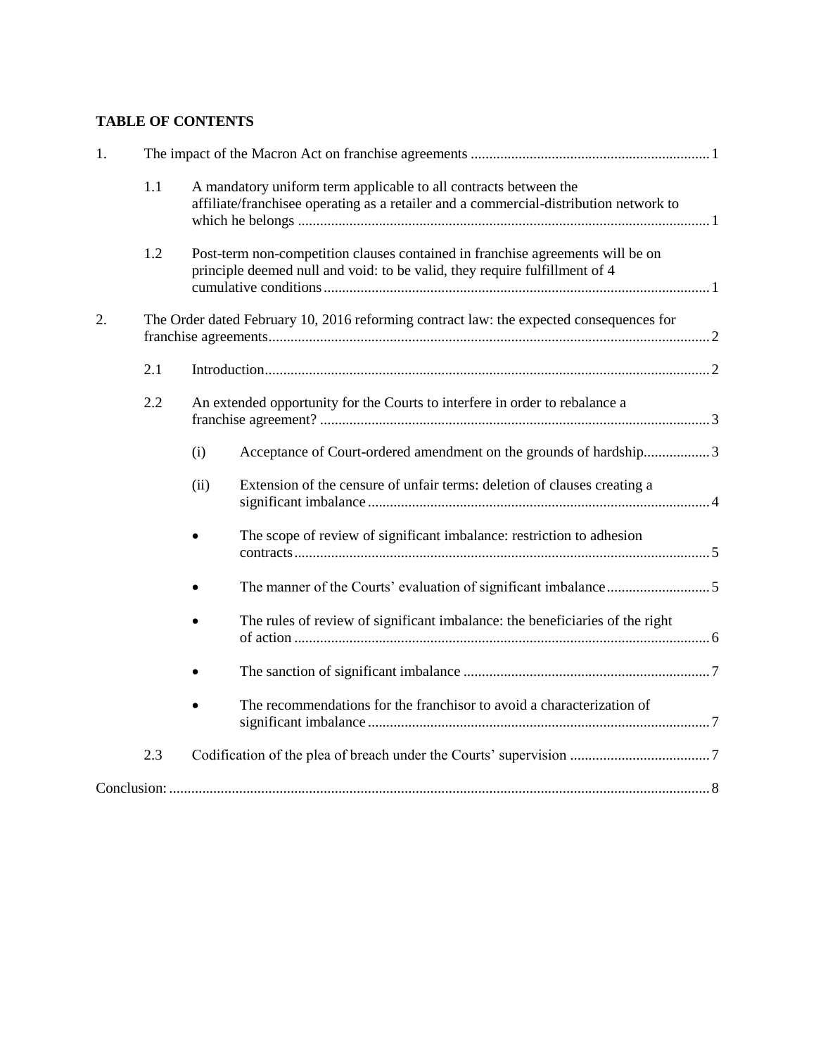**TABLE OF CONTENTS**

1. The impact of the Macron Act on franchise agreements ..... 1
   - 1.1 A mandatory uniform term applicable to all contracts between the affiliate/franchisee operating as a retailer and a commercial-distribution network to which he belongs ..... 1
   - 1.2 Post-term non-competition clauses contained in franchise agreements will be on principle deemed null and void: to be valid, they require fulfillment of 4 cumulative conditions ..... 1
2. The Order dated February 10, 2016 reforming contract law: the expected consequences for franchise agreements ..... 2
   - 2.1 Introduction ..... 2
   - 2.2 An extended opportunity for the Courts to interfere in order to rebalance a franchise agreement? ..... 3
     - (i) Acceptance of Court-ordered amendment on the grounds of hardship ..... 3
     - (ii) Extension of the censure of unfair terms: deletion of clauses creating a significant imbalance ..... 4
     - The scope of review of significant imbalance: restriction to adhesion contracts ..... 5
     - The manner of the Courts' evaluation of significant imbalance ..... 5
     - The rules of review of significant imbalance: the beneficiaries of the right of action ..... 6
     - The sanction of significant imbalance ..... 7
     - The recommendations for the franchisor to avoid a characterization of significant imbalance ..... 7
   - 2.3 Codification of the plea of breach under the Courts' supervision ..... 7

Conclusion: ..... 8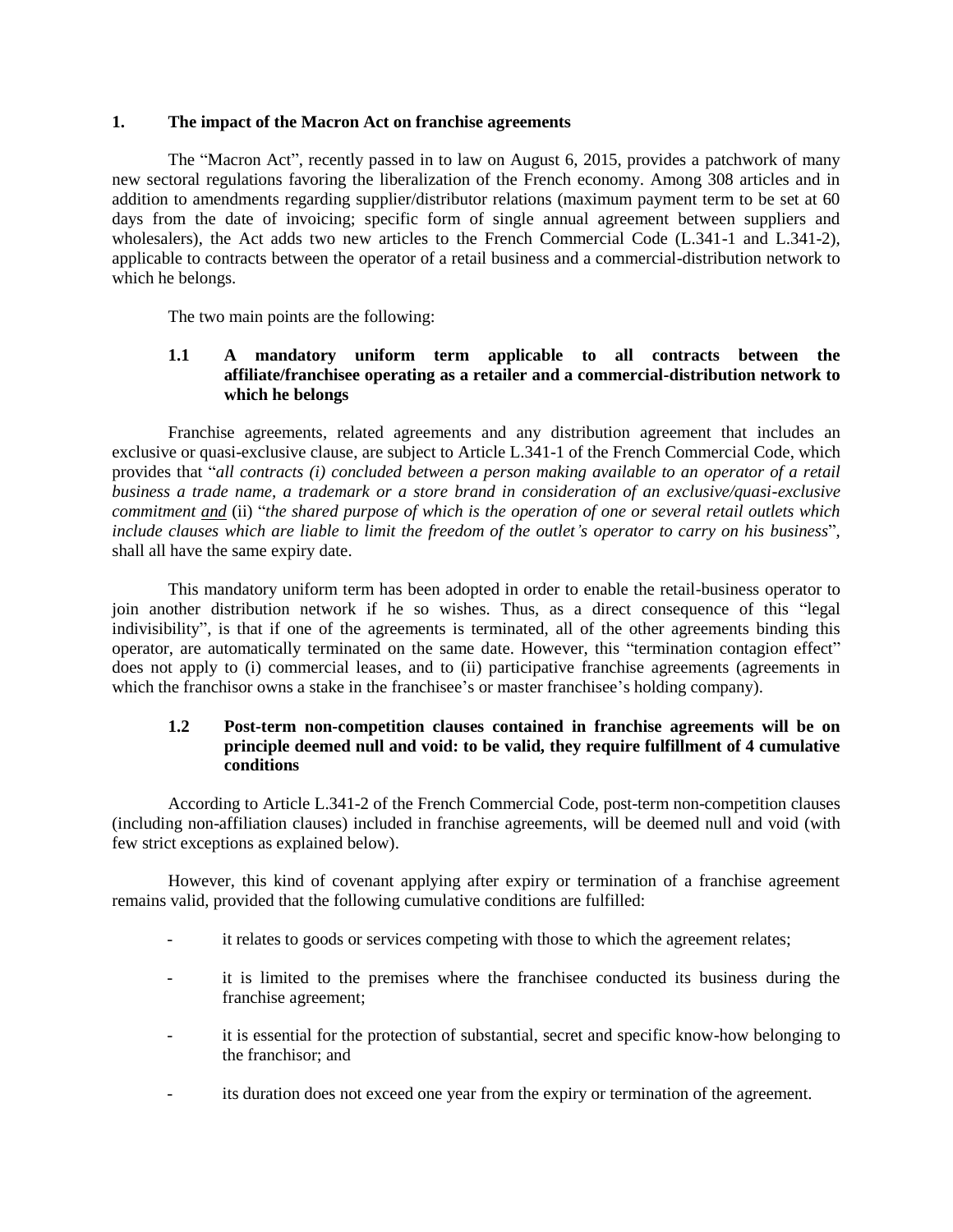## 1. The impact of the Macron Act on franchise agreements

The "Macron Act", recently passed in to law on August 6, 2015, provides a patchwork of many new sectoral regulations favoring the liberalization of the French economy. Among 308 articles and in addition to amendments regarding supplier/distributor relations (maximum payment term to be set at 60 days from the date of invoicing; specific form of single annual agreement between suppliers and wholesalers), the Act adds two new articles to the French Commercial Code (L.341-1 and L.341-2), applicable to contracts between the operator of a retail business and a commercial-distribution network to which he belongs.

The two main points are the following:

### 1.1 A mandatory uniform term applicable to all contracts between the affiliate/franchisee operating as a retailer and a commercial-distribution network to which he belongs

Franchise agreements, related agreements and any distribution agreement that includes an exclusive or quasi-exclusive clause, are subject to Article L.341-1 of the French Commercial Code, which provides that "*all contracts (i) concluded between a person making available to an operator of a retail business a trade name, a trademark or a store brand in consideration of an exclusive/quasi-exclusive commitment* <u>*and*</u> (ii) "*the shared purpose of which is the operation of one or several retail outlets which include clauses which are liable to limit the freedom of the outlet's operator to carry on his business*", shall all have the same expiry date.

This mandatory uniform term has been adopted in order to enable the retail-business operator to join another distribution network if he so wishes. Thus, as a direct consequence of this "legal indivisibility", is that if one of the agreements is terminated, all of the other agreements binding this operator, are automatically terminated on the same date. However, this "termination contagion effect" does not apply to (i) commercial leases, and to (ii) participative franchise agreements (agreements in which the franchisor owns a stake in the franchisee's or master franchisee's holding company).

### 1.2 Post-term non-competition clauses contained in franchise agreements will be on principle deemed null and void: to be valid, they require fulfillment of 4 cumulative conditions

According to Article L.341-2 of the French Commercial Code, post-term non-competition clauses (including non-affiliation clauses) included in franchise agreements, will be deemed null and void (with few strict exceptions as explained below).

However, this kind of covenant applying after expiry or termination of a franchise agreement remains valid, provided that the following cumulative conditions are fulfilled:

- it relates to goods or services competing with those to which the agreement relates;
- it is limited to the premises where the franchisee conducted its business during the franchise agreement;
- it is essential for the protection of substantial, secret and specific know-how belonging to the franchisor; and
- its duration does not exceed one year from the expiry or termination of the agreement.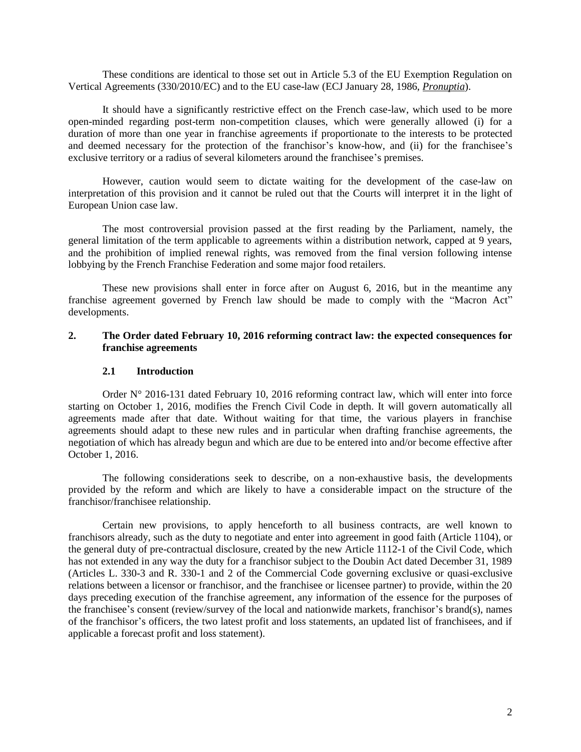These conditions are identical to those set out in Article 5.3 of the EU Exemption Regulation on Vertical Agreements (330/2010/EC) and to the EU case-law (ECJ January 28, 1986, *Pronuptia*).

It should have a significantly restrictive effect on the French case-law, which used to be more open-minded regarding post-term non-competition clauses, which were generally allowed (i) for a duration of more than one year in franchise agreements if proportionate to the interests to be protected and deemed necessary for the protection of the franchisor's know-how, and (ii) for the franchisee's exclusive territory or a radius of several kilometers around the franchisee's premises.

However, caution would seem to dictate waiting for the development of the case-law on interpretation of this provision and it cannot be ruled out that the Courts will interpret it in the light of European Union case law.

The most controversial provision passed at the first reading by the Parliament, namely, the general limitation of the term applicable to agreements within a distribution network, capped at 9 years, and the prohibition of implied renewal rights, was removed from the final version following intense lobbying by the French Franchise Federation and some major food retailers.

These new provisions shall enter in force after on August 6, 2016, but in the meantime any franchise agreement governed by French law should be made to comply with the "Macron Act" developments.

## 2. The Order dated February 10, 2016 reforming contract law: the expected consequences for franchise agreements

### 2.1 Introduction

Order N° 2016-131 dated February 10, 2016 reforming contract law, which will enter into force starting on October 1, 2016, modifies the French Civil Code in depth. It will govern automatically all agreements made after that date. Without waiting for that time, the various players in franchise agreements should adapt to these new rules and in particular when drafting franchise agreements, the negotiation of which has already begun and which are due to be entered into and/or become effective after October 1, 2016.

The following considerations seek to describe, on a non-exhaustive basis, the developments provided by the reform and which are likely to have a considerable impact on the structure of the franchisor/franchisee relationship.

Certain new provisions, to apply henceforth to all business contracts, are well known to franchisors already, such as the duty to negotiate and enter into agreement in good faith (Article 1104), or the general duty of pre-contractual disclosure, created by the new Article 1112-1 of the Civil Code, which has not extended in any way the duty for a franchisor subject to the Doubin Act dated December 31, 1989 (Articles L. 330-3 and R. 330-1 and 2 of the Commercial Code governing exclusive or quasi-exclusive relations between a licensor or franchisor, and the franchisee or licensee partner) to provide, within the 20 days preceding execution of the franchise agreement, any information of the essence for the purposes of the franchisee's consent (review/survey of the local and nationwide markets, franchisor's brand(s), names of the franchisor's officers, the two latest profit and loss statements, an updated list of franchisees, and if applicable a forecast profit and loss statement).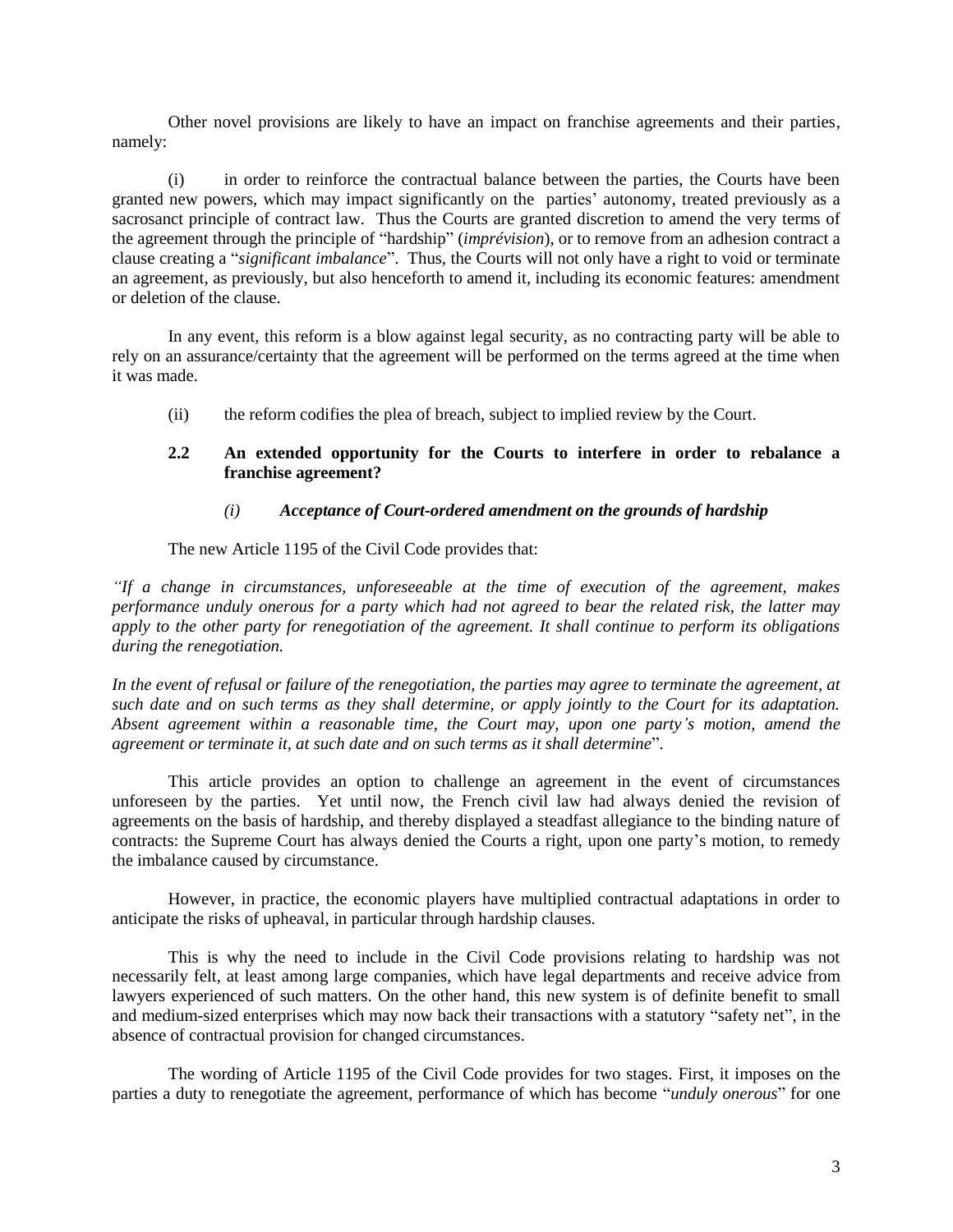Other novel provisions are likely to have an impact on franchise agreements and their parties, namely:

(i) in order to reinforce the contractual balance between the parties, the Courts have been granted new powers, which may impact significantly on the parties' autonomy, treated previously as a sacrosanct principle of contract law. Thus the Courts are granted discretion to amend the very terms of the agreement through the principle of "hardship" (*imprévision*), or to remove from an adhesion contract a clause creating a "*significant imbalance*". Thus, the Courts will not only have a right to void or terminate an agreement, as previously, but also henceforth to amend it, including its economic features: amendment or deletion of the clause.

In any event, this reform is a blow against legal security, as no contracting party will be able to rely on an assurance/certainty that the agreement will be performed on the terms agreed at the time when it was made.

(ii) the reform codifies the plea of breach, subject to implied review by the Court.

### 2.2 An extended opportunity for the Courts to interfere in order to rebalance a franchise agreement?

#### *(i) Acceptance of Court-ordered amendment on the grounds of hardship*

The new Article 1195 of the Civil Code provides that:

*"If a change in circumstances, unforeseeable at the time of execution of the agreement, makes performance unduly onerous for a party which had not agreed to bear the related risk, the latter may apply to the other party for renegotiation of the agreement. It shall continue to perform its obligations during the renegotiation.*

*In the event of refusal or failure of the renegotiation, the parties may agree to terminate the agreement, at such date and on such terms as they shall determine, or apply jointly to the Court for its adaptation. Absent agreement within a reasonable time, the Court may, upon one party's motion, amend the agreement or terminate it, at such date and on such terms as it shall determine*".

This article provides an option to challenge an agreement in the event of circumstances unforeseen by the parties. Yet until now, the French civil law had always denied the revision of agreements on the basis of hardship, and thereby displayed a steadfast allegiance to the binding nature of contracts: the Supreme Court has always denied the Courts a right, upon one party's motion, to remedy the imbalance caused by circumstance.

However, in practice, the economic players have multiplied contractual adaptations in order to anticipate the risks of upheaval, in particular through hardship clauses.

This is why the need to include in the Civil Code provisions relating to hardship was not necessarily felt, at least among large companies, which have legal departments and receive advice from lawyers experienced of such matters. On the other hand, this new system is of definite benefit to small and medium-sized enterprises which may now back their transactions with a statutory "safety net", in the absence of contractual provision for changed circumstances.

The wording of Article 1195 of the Civil Code provides for two stages. First, it imposes on the parties a duty to renegotiate the agreement, performance of which has become "*unduly onerous*" for one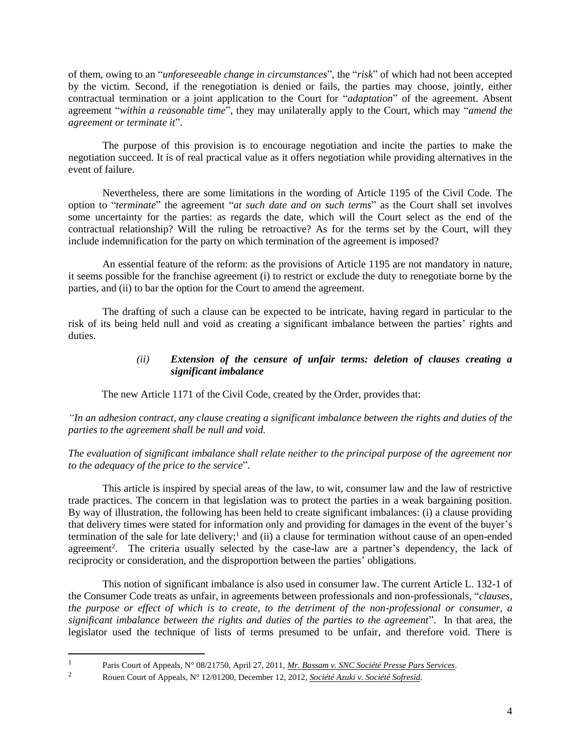of them, owing to an "*unforeseeable change in circumstances*", the "*risk*" of which had not been accepted by the victim. Second, if the renegotiation is denied or fails, the parties may choose, jointly, either contractual termination or a joint application to the Court for "*adaptation*" of the agreement. Absent agreement "*within a reasonable time*", they may unilaterally apply to the Court, which may "*amend the agreement or terminate it*".

The purpose of this provision is to encourage negotiation and incite the parties to make the negotiation succeed. It is of real practical value as it offers negotiation while providing alternatives in the event of failure.

Nevertheless, there are some limitations in the wording of Article 1195 of the Civil Code. The option to "*terminate*" the agreement "*at such date and on such terms*" as the Court shall set involves some uncertainty for the parties: as regards the date, which will the Court select as the end of the contractual relationship? Will the ruling be retroactive? As for the terms set by the Court, will they include indemnification for the party on which termination of the agreement is imposed?

An essential feature of the reform: as the provisions of Article 1195 are not mandatory in nature, it seems possible for the franchise agreement (i) to restrict or exclude the duty to renegotiate borne by the parties, and (ii) to bar the option for the Court to amend the agreement.

The drafting of such a clause can be expected to be intricate, having regard in particular to the risk of its being held null and void as creating a significant imbalance between the parties' rights and duties.

#### *(ii) Extension of the censure of unfair terms: deletion of clauses creating a significant imbalance*

The new Article 1171 of the Civil Code, created by the Order, provides that:

*"In an adhesion contract, any clause creating a significant imbalance between the rights and duties of the parties to the agreement shall be null and void.*

*The evaluation of significant imbalance shall relate neither to the principal purpose of the agreement nor to the adequacy of the price to the service*".

This article is inspired by special areas of the law, to wit, consumer law and the law of restrictive trade practices. The concern in that legislation was to protect the parties in a weak bargaining position. By way of illustration, the following has been held to create significant imbalances: (i) a clause providing that delivery times were stated for information only and providing for damages in the event of the buyer's termination of the sale for late delivery;[1] and (ii) a clause for termination without cause of an open-ended agreement[2]. The criteria usually selected by the case-law are a partner's dependency, the lack of reciprocity or consideration, and the disproportion between the parties' obligations.

This notion of significant imbalance is also used in consumer law. The current Article L. 132-1 of the Consumer Code treats as unfair, in agreements between professionals and non-professionals, "*clauses, the purpose or effect of which is to create, to the detriment of the non-professional or consumer, a significant imbalance between the rights and duties of the parties to the agreement*". In that area, the legislator used the technique of lists of terms presumed to be unfair, and therefore void. There is

---

[1] Paris Court of Appeals, N° 08/21750, April 27, 2011, *Mr. Bassam v. SNC Société Presse Pars Services*.

[2] Rouen Court of Appeals, N° 12/01200, December 12, 2012, *Société Azuki v. Société Sofresid*.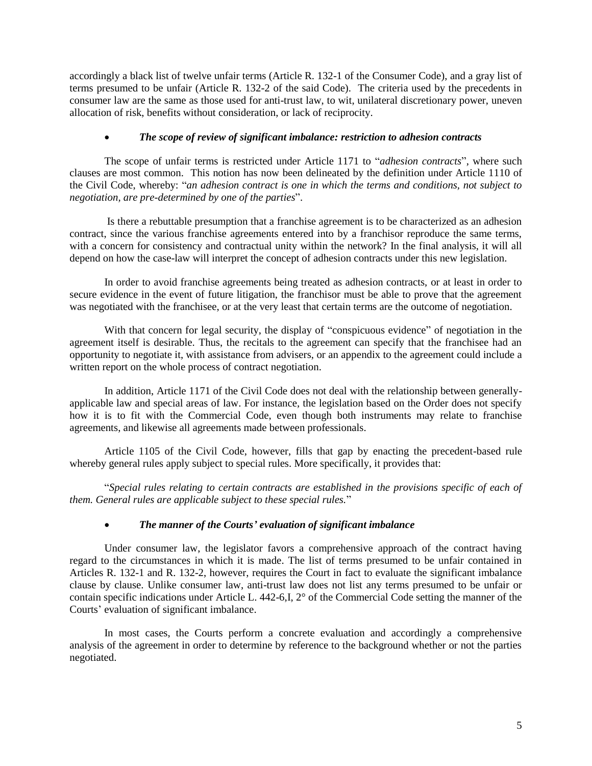accordingly a black list of twelve unfair terms (Article R. 132-1 of the Consumer Code), and a gray list of terms presumed to be unfair (Article R. 132-2 of the said Code). The criteria used by the precedents in consumer law are the same as those used for anti-trust law, to wit, unilateral discretionary power, uneven allocation of risk, benefits without consideration, or lack of reciprocity.

- ***The scope of review of significant imbalance: restriction to adhesion contracts***

The scope of unfair terms is restricted under Article 1171 to "*adhesion contracts*", where such clauses are most common. This notion has now been delineated by the definition under Article 1110 of the Civil Code, whereby: "*an adhesion contract is one in which the terms and conditions, not subject to negotiation, are pre-determined by one of the parties*".

Is there a rebuttable presumption that a franchise agreement is to be characterized as an adhesion contract, since the various franchise agreements entered into by a franchisor reproduce the same terms, with a concern for consistency and contractual unity within the network? In the final analysis, it will all depend on how the case-law will interpret the concept of adhesion contracts under this new legislation.

In order to avoid franchise agreements being treated as adhesion contracts, or at least in order to secure evidence in the event of future litigation, the franchisor must be able to prove that the agreement was negotiated with the franchisee, or at the very least that certain terms are the outcome of negotiation.

With that concern for legal security, the display of "conspicuous evidence" of negotiation in the agreement itself is desirable. Thus, the recitals to the agreement can specify that the franchisee had an opportunity to negotiate it, with assistance from advisers, or an appendix to the agreement could include a written report on the whole process of contract negotiation.

In addition, Article 1171 of the Civil Code does not deal with the relationship between generally-applicable law and special areas of law. For instance, the legislation based on the Order does not specify how it is to fit with the Commercial Code, even though both instruments may relate to franchise agreements, and likewise all agreements made between professionals.

Article 1105 of the Civil Code, however, fills that gap by enacting the precedent-based rule whereby general rules apply subject to special rules. More specifically, it provides that:

"*Special rules relating to certain contracts are established in the provisions specific of each of them. General rules are applicable subject to these special rules.*"

- ***The manner of the Courts' evaluation of significant imbalance***

Under consumer law, the legislator favors a comprehensive approach of the contract having regard to the circumstances in which it is made. The list of terms presumed to be unfair contained in Articles R. 132-1 and R. 132-2, however, requires the Court in fact to evaluate the significant imbalance clause by clause. Unlike consumer law, anti-trust law does not list any terms presumed to be unfair or contain specific indications under Article L. 442-6,I, 2° of the Commercial Code setting the manner of the Courts' evaluation of significant imbalance.

In most cases, the Courts perform a concrete evaluation and accordingly a comprehensive analysis of the agreement in order to determine by reference to the background whether or not the parties negotiated.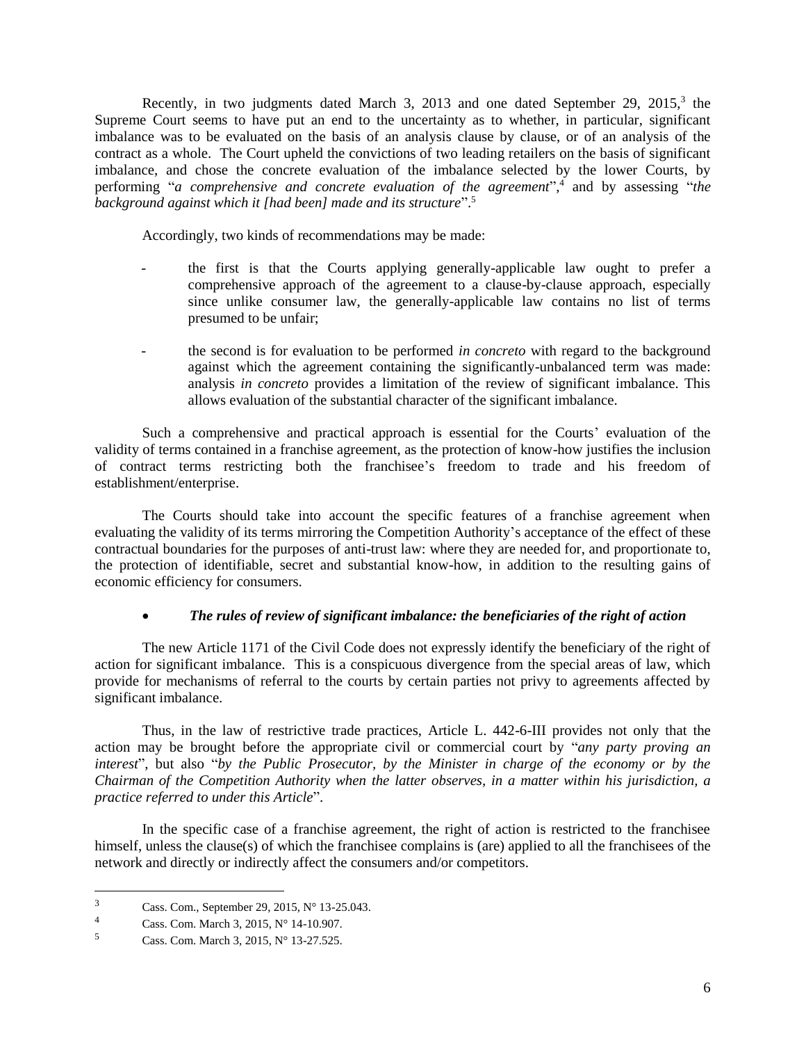Recently, in two judgments dated March 3, 2013 and one dated September 29, 2015,[3] the Supreme Court seems to have put an end to the uncertainty as to whether, in particular, significant imbalance was to be evaluated on the basis of an analysis clause by clause, or of an analysis of the contract as a whole. The Court upheld the convictions of two leading retailers on the basis of significant imbalance, and chose the concrete evaluation of the imbalance selected by the lower Courts, by performing "*a comprehensive and concrete evaluation of the agreement*",[4] and by assessing "*the background against which it [had been] made and its structure*".[5]

Accordingly, two kinds of recommendations may be made:

- the first is that the Courts applying generally-applicable law ought to prefer a comprehensive approach of the agreement to a clause-by-clause approach, especially since unlike consumer law, the generally-applicable law contains no list of terms presumed to be unfair;

- the second is for evaluation to be performed *in concreto* with regard to the background against which the agreement containing the significantly-unbalanced term was made: analysis *in concreto* provides a limitation of the review of significant imbalance. This allows evaluation of the substantial character of the significant imbalance.

Such a comprehensive and practical approach is essential for the Courts' evaluation of the validity of terms contained in a franchise agreement, as the protection of know-how justifies the inclusion of contract terms restricting both the franchisee's freedom to trade and his freedom of establishment/enterprise.

The Courts should take into account the specific features of a franchise agreement when evaluating the validity of its terms mirroring the Competition Authority's acceptance of the effect of these contractual boundaries for the purposes of anti-trust law: where they are needed for, and proportionate to, the protection of identifiable, secret and substantial know-how, in addition to the resulting gains of economic efficiency for consumers.

- ***The rules of review of significant imbalance: the beneficiaries of the right of action***

The new Article 1171 of the Civil Code does not expressly identify the beneficiary of the right of action for significant imbalance. This is a conspicuous divergence from the special areas of law, which provide for mechanisms of referral to the courts by certain parties not privy to agreements affected by significant imbalance.

Thus, in the law of restrictive trade practices, Article L. 442-6-III provides not only that the action may be brought before the appropriate civil or commercial court by "*any party proving an interest*", but also "*by the Public Prosecutor, by the Minister in charge of the economy or by the Chairman of the Competition Authority when the latter observes, in a matter within his jurisdiction, a practice referred to under this Article*".

In the specific case of a franchise agreement, the right of action is restricted to the franchisee himself, unless the clause(s) of which the franchisee complains is (are) applied to all the franchisees of the network and directly or indirectly affect the consumers and/or competitors.

---

[3] Cass. Com., September 29, 2015, N° 13-25.043.

[4] Cass. Com. March 3, 2015, N° 14-10.907.

[5] Cass. Com. March 3, 2015, N° 13-27.525.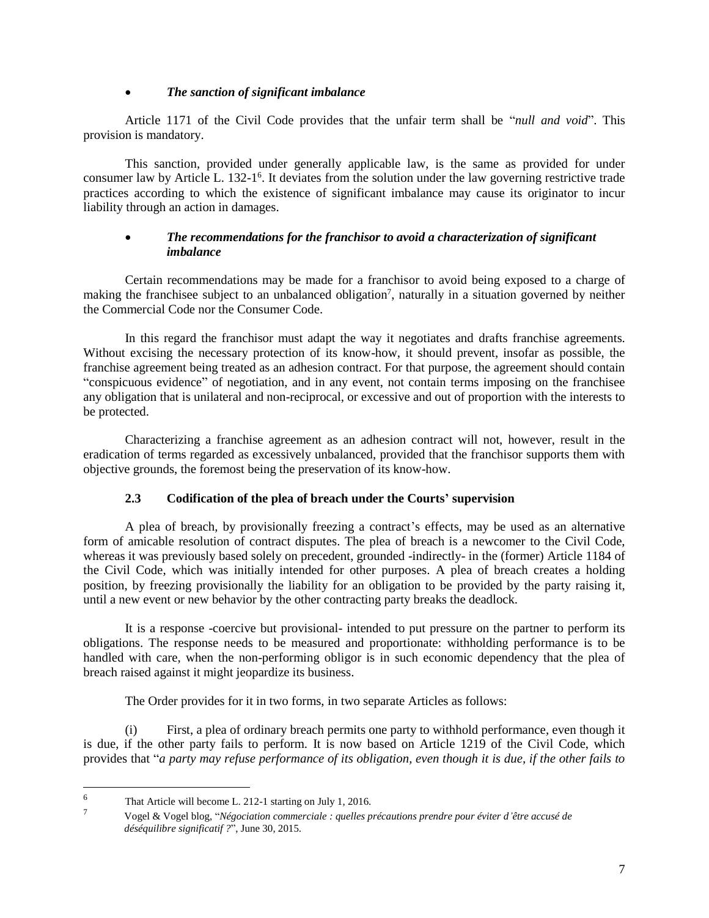- ***The sanction of significant imbalance***

Article 1171 of the Civil Code provides that the unfair term shall be "*null and void*". This provision is mandatory.

This sanction, provided under generally applicable law, is the same as provided for under consumer law by Article L. 132-1[6]. It deviates from the solution under the law governing restrictive trade practices according to which the existence of significant imbalance may cause its originator to incur liability through an action in damages.

- ***The recommendations for the franchisor to avoid a characterization of significant imbalance***

Certain recommendations may be made for a franchisor to avoid being exposed to a charge of making the franchisee subject to an unbalanced obligation[7], naturally in a situation governed by neither the Commercial Code nor the Consumer Code.

In this regard the franchisor must adapt the way it negotiates and drafts franchise agreements. Without excising the necessary protection of its know-how, it should prevent, insofar as possible, the franchise agreement being treated as an adhesion contract. For that purpose, the agreement should contain "conspicuous evidence" of negotiation, and in any event, not contain terms imposing on the franchisee any obligation that is unilateral and non-reciprocal, or excessive and out of proportion with the interests to be protected.

Characterizing a franchise agreement as an adhesion contract will not, however, result in the eradication of terms regarded as excessively unbalanced, provided that the franchisor supports them with objective grounds, the foremost being the preservation of its know-how.

### 2.3 Codification of the plea of breach under the Courts' supervision

A plea of breach, by provisionally freezing a contract's effects, may be used as an alternative form of amicable resolution of contract disputes. The plea of breach is a newcomer to the Civil Code, whereas it was previously based solely on precedent, grounded -indirectly- in the (former) Article 1184 of the Civil Code, which was initially intended for other purposes. A plea of breach creates a holding position, by freezing provisionally the liability for an obligation to be provided by the party raising it, until a new event or new behavior by the other contracting party breaks the deadlock.

It is a response -coercive but provisional- intended to put pressure on the partner to perform its obligations. The response needs to be measured and proportionate: withholding performance is to be handled with care, when the non-performing obligor is in such economic dependency that the plea of breach raised against it might jeopardize its business.

The Order provides for it in two forms, in two separate Articles as follows:

(i) First, a plea of ordinary breach permits one party to withhold performance, even though it is due, if the other party fails to perform. It is now based on Article 1219 of the Civil Code, which provides that "*a party may refuse performance of its obligation, even though it is due, if the other fails to*

---

[6] That Article will become L. 212-1 starting on July 1, 2016.

[7] Vogel & Vogel blog, "*Négociation commerciale : quelles précautions prendre pour éviter d'être accusé de déséquilibre significatif ?*", June 30, 2015.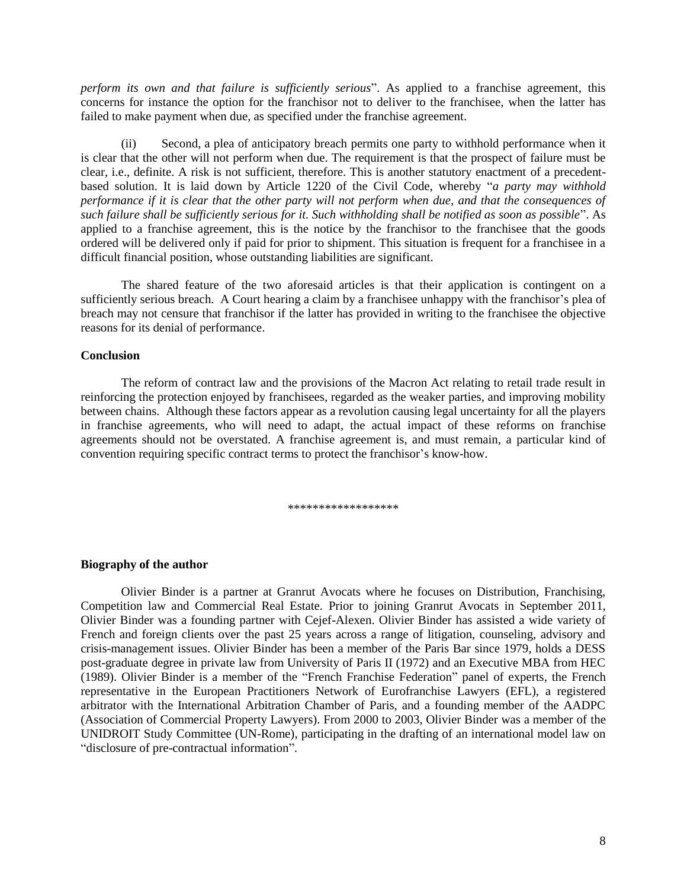*perform its own and that failure is sufficiently serious*". As applied to a franchise agreement, this concerns for instance the option for the franchisor not to deliver to the franchisee, when the latter has failed to make payment when due, as specified under the franchise agreement.

(ii) Second, a plea of anticipatory breach permits one party to withhold performance when it is clear that the other will not perform when due. The requirement is that the prospect of failure must be clear, i.e., definite. A risk is not sufficient, therefore. This is another statutory enactment of a precedent-based solution. It is laid down by Article 1220 of the Civil Code, whereby "*a party may withhold performance if it is clear that the other party will not perform when due, and that the consequences of such failure shall be sufficiently serious for it. Such withholding shall be notified as soon as possible*". As applied to a franchise agreement, this is the notice by the franchisor to the franchisee that the goods ordered will be delivered only if paid for prior to shipment. This situation is frequent for a franchisee in a difficult financial position, whose outstanding liabilities are significant.

The shared feature of the two aforesaid articles is that their application is contingent on a sufficiently serious breach. A Court hearing a claim by a franchisee unhappy with the franchisor's plea of breach may not censure that franchisor if the latter has provided in writing to the franchisee the objective reasons for its denial of performance.

**Conclusion**

The reform of contract law and the provisions of the Macron Act relating to retail trade result in reinforcing the protection enjoyed by franchisees, regarded as the weaker parties, and improving mobility between chains. Although these factors appear as a revolution causing legal uncertainty for all the players in franchise agreements, who will need to adapt, the actual impact of these reforms on franchise agreements should not be overstated. A franchise agreement is, and must remain, a particular kind of convention requiring specific contract terms to protect the franchisor's know-how.

******************

**Biography of the author**

Olivier Binder is a partner at Granrut Avocats where he focuses on Distribution, Franchising, Competition law and Commercial Real Estate. Prior to joining Granrut Avocats in September 2011, Olivier Binder was a founding partner with Cejef-Alexen. Olivier Binder has assisted a wide variety of French and foreign clients over the past 25 years across a range of litigation, counseling, advisory and crisis-management issues. Olivier Binder has been a member of the Paris Bar since 1979, holds a DESS post-graduate degree in private law from University of Paris II (1972) and an Executive MBA from HEC (1989). Olivier Binder is a member of the "French Franchise Federation" panel of experts, the French representative in the European Practitioners Network of Eurofranchise Lawyers (EFL), a registered arbitrator with the International Arbitration Chamber of Paris, and a founding member of the AADPC (Association of Commercial Property Lawyers). From 2000 to 2003, Olivier Binder was a member of the UNIDROIT Study Committee (UN-Rome), participating in the drafting of an international model law on "disclosure of pre-contractual information".